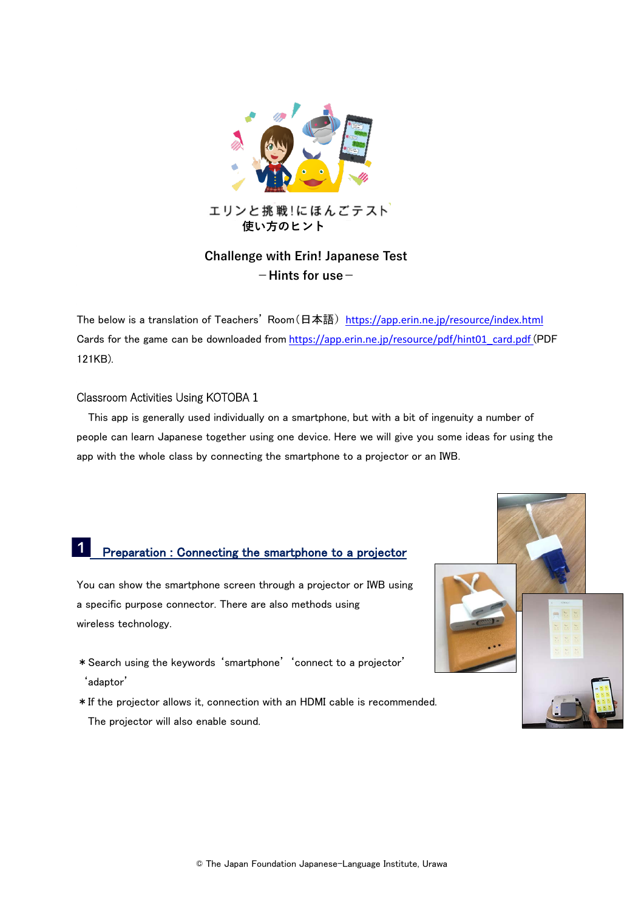エリンと挑戦!にほんごテスト
使い方のヒント

# Challenge with Erin! Japanese Test
## －Hints for use－

The below is a translation of Teachers' Room（日本語） https://app.erin.ne.jp/resource/index.html
Cards for the game can be downloaded from https://app.erin.ne.jp/resource/pdf/hint01_card.pdf (PDF 121KB).

Classroom Activities Using KOTOBA 1

This app is generally used individually on a smartphone, but with a bit of ingenuity a number of people can learn Japanese together using one device. Here we will give you some ideas for using the app with the whole class by connecting the smartphone to a projector or an IWB.

## 1 Preparation : Connecting the smartphone to a projector

You can show the smartphone screen through a projector or IWB using a specific purpose connector. There are also methods using wireless technology.

＊Search using the keywords 'smartphone' 'connect to a projector' 'adaptor'

＊If the projector allows it, connection with an HDMI cable is recommended. The projector will also enable sound.

© The Japan Foundation Japanese-Language Institute, Urawa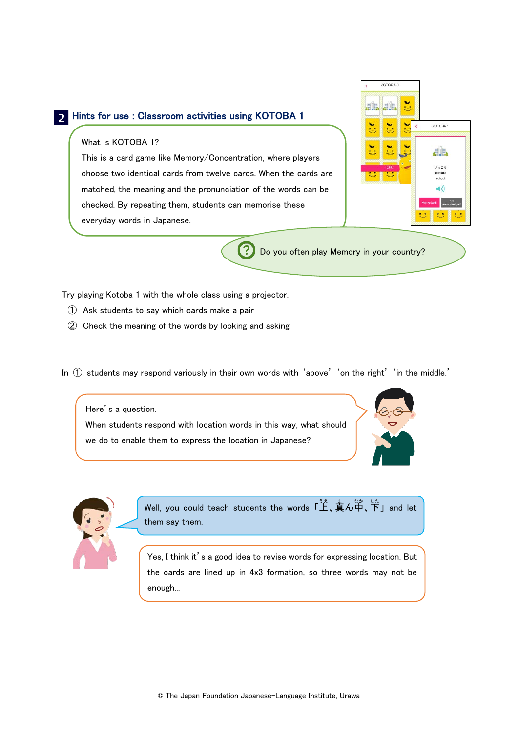## 2 Hints for use : Classroom activities using KOTOBA 1

What is KOTOBA 1?

This is a card game like Memory/Concentration, where players choose two identical cards from twelve cards. When the cards are matched, the meaning and the pronunciation of the words can be checked. By repeating them, students can memorise these everyday words in Japanese.

Do you often play Memory in your country?

Try playing Kotoba 1 with the whole class using a projector.

① Ask students to say which cards make a pair

② Check the meaning of the words by looking and asking

In ①, students may respond variously in their own words with 'above' 'on the right' 'in the middle.'

Here's a question.
When students respond with location words in this way, what should we do to enable them to express the location in Japanese?

Well, you could teach students the words「上、真ん中、下」and let them say them.

Yes, I think it's a good idea to revise words for expressing location. But the cards are lined up in 4x3 formation, so three words may not be enough...

© The Japan Foundation Japanese-Language Institute, Urawa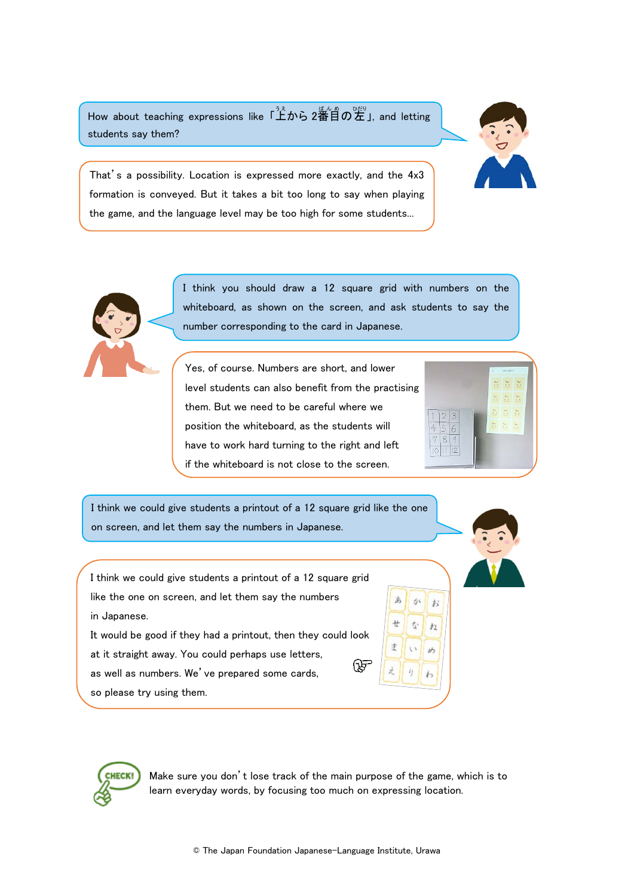How about teaching expressions like「上から2番目の左」, and letting students say them?

That's a possibility. Location is expressed more exactly, and the 4x3 formation is conveyed. But it takes a bit too long to say when playing the game, and the language level may be too high for some students...

I think you should draw a 12 square grid with numbers on the whiteboard, as shown on the screen, and ask students to say the number corresponding to the card in Japanese.

Yes, of course. Numbers are short, and lower level students can also benefit from the practising them. But we need to be careful where we position the whiteboard, as the students will have to work hard turning to the right and left if the whiteboard is not close to the screen.

I think we could give students a printout of a 12 square grid like the one on screen, and let them say the numbers in Japanese.

I think we could give students a printout of a 12 square grid like the one on screen, and let them say the numbers in Japanese.
It would be good if they had a printout, then they could look at it straight away. You could perhaps use letters, as well as numbers. We've prepared some cards, so please try using them.

CHECK! Make sure you don't lose track of the main purpose of the game, which is to learn everyday words, by focusing too much on expressing location.

© The Japan Foundation Japanese-Language Institute, Urawa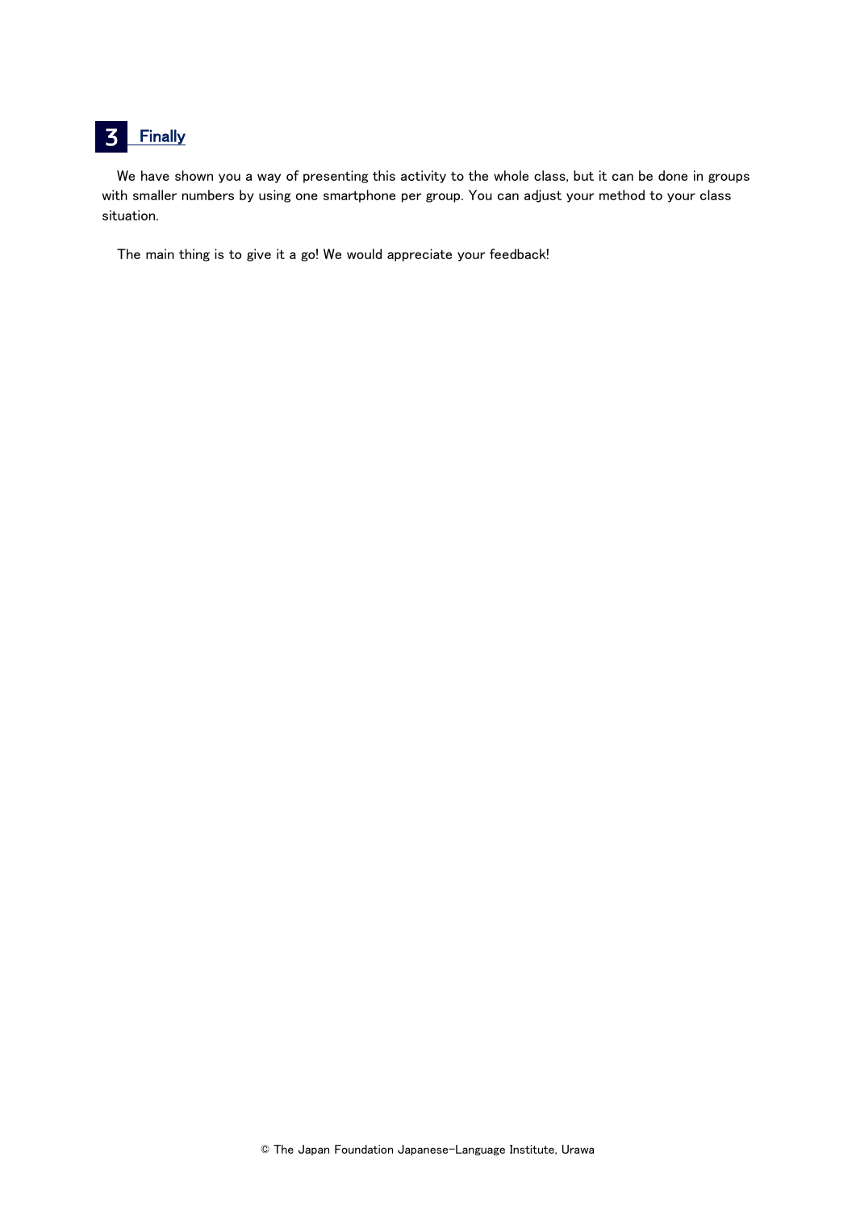## 3 Finally

We have shown you a way of presenting this activity to the whole class, but it can be done in groups with smaller numbers by using one smartphone per group. You can adjust your method to your class situation.

The main thing is to give it a go! We would appreciate your feedback!

© The Japan Foundation Japanese-Language Institute, Urawa